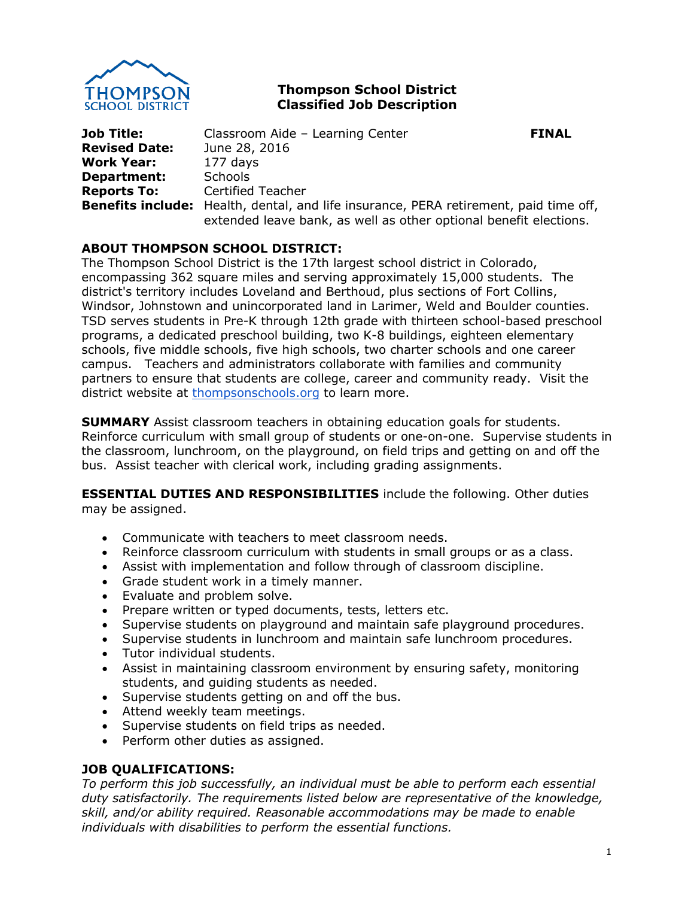# Thompson School District
## Classified Job Description

**Job Title:** Classroom Aide – Learning Center **FINAL**
**Revised Date:** June 28, 2016
**Work Year:** 177 days
**Department:** Schools
**Reports To:** Certified Teacher
**Benefits include:** Health, dental, and life insurance, PERA retirement, paid time off, extended leave bank, as well as other optional benefit elections.

**ABOUT THOMPSON SCHOOL DISTRICT:**
The Thompson School District is the 17th largest school district in Colorado, encompassing 362 square miles and serving approximately 15,000 students. The district's territory includes Loveland and Berthoud, plus sections of Fort Collins, Windsor, Johnstown and unincorporated land in Larimer, Weld and Boulder counties. TSD serves students in Pre-K through 12th grade with thirteen school-based preschool programs, a dedicated preschool building, two K-8 buildings, eighteen elementary schools, five middle schools, five high schools, two charter schools and one career campus. Teachers and administrators collaborate with families and community partners to ensure that students are college, career and community ready. Visit the district website at thompsonschools.org to learn more.

**SUMMARY** Assist classroom teachers in obtaining education goals for students. Reinforce curriculum with small group of students or one-on-one. Supervise students in the classroom, lunchroom, on the playground, on field trips and getting on and off the bus. Assist teacher with clerical work, including grading assignments.

**ESSENTIAL DUTIES AND RESPONSIBILITIES** include the following. Other duties may be assigned.

- Communicate with teachers to meet classroom needs.
- Reinforce classroom curriculum with students in small groups or as a class.
- Assist with implementation and follow through of classroom discipline.
- Grade student work in a timely manner.
- Evaluate and problem solve.
- Prepare written or typed documents, tests, letters etc.
- Supervise students on playground and maintain safe playground procedures.
- Supervise students in lunchroom and maintain safe lunchroom procedures.
- Tutor individual students.
- Assist in maintaining classroom environment by ensuring safety, monitoring students, and guiding students as needed.
- Supervise students getting on and off the bus.
- Attend weekly team meetings.
- Supervise students on field trips as needed.
- Perform other duties as assigned.

**JOB QUALIFICATIONS:**
*To perform this job successfully, an individual must be able to perform each essential duty satisfactorily. The requirements listed below are representative of the knowledge, skill, and/or ability required. Reasonable accommodations may be made to enable individuals with disabilities to perform the essential functions.*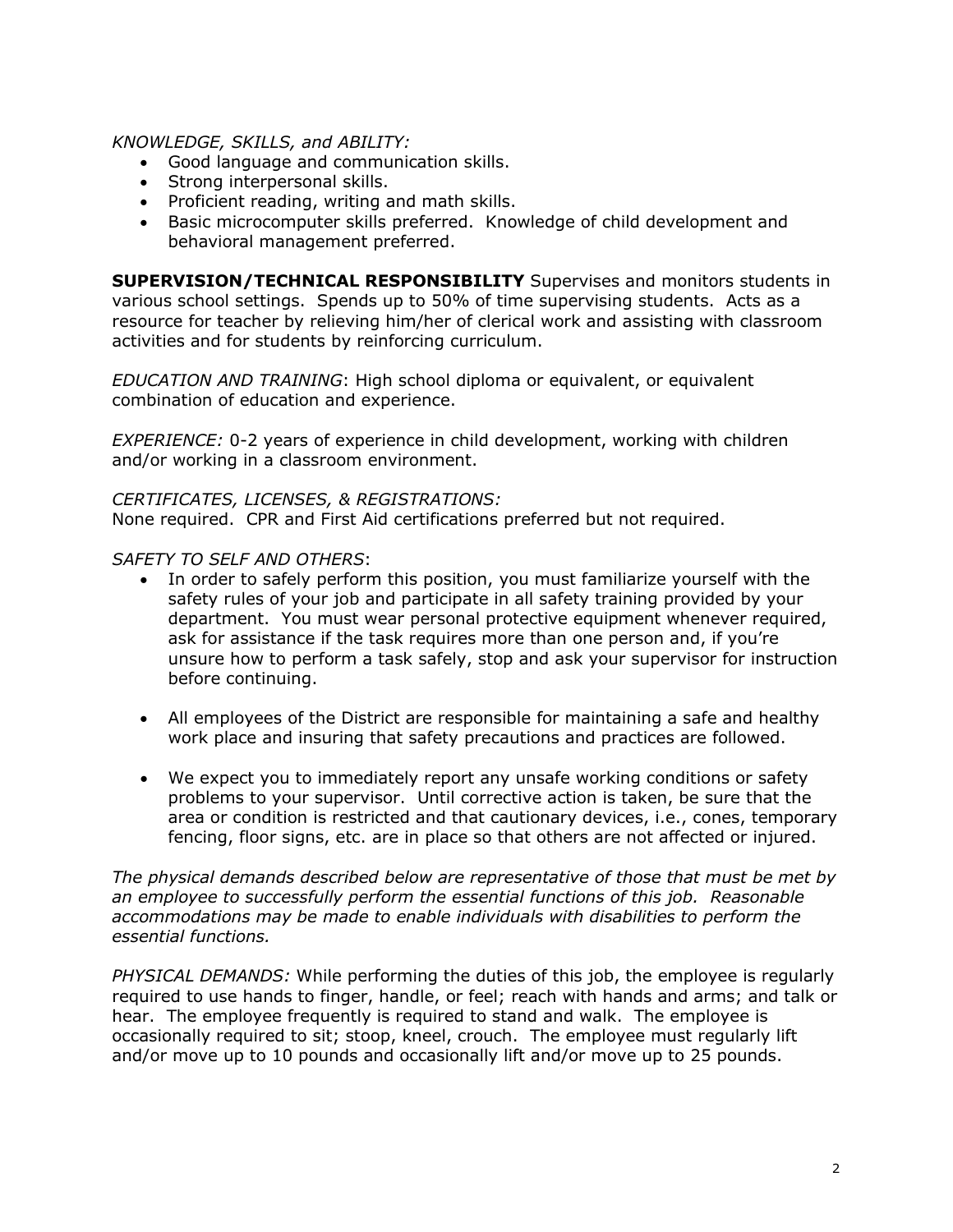*KNOWLEDGE, SKILLS, and ABILITY:*

- Good language and communication skills.
- Strong interpersonal skills.
- Proficient reading, writing and math skills.
- Basic microcomputer skills preferred. Knowledge of child development and behavioral management preferred.

**SUPERVISION/TECHNICAL RESPONSIBILITY** Supervises and monitors students in various school settings. Spends up to 50% of time supervising students. Acts as a resource for teacher by relieving him/her of clerical work and assisting with classroom activities and for students by reinforcing curriculum.

*EDUCATION AND TRAINING*: High school diploma or equivalent, or equivalent combination of education and experience.

*EXPERIENCE:* 0-2 years of experience in child development, working with children and/or working in a classroom environment.

*CERTIFICATES, LICENSES, & REGISTRATIONS:*
None required. CPR and First Aid certifications preferred but not required.

*SAFETY TO SELF AND OTHERS*:

- In order to safely perform this position, you must familiarize yourself with the safety rules of your job and participate in all safety training provided by your department. You must wear personal protective equipment whenever required, ask for assistance if the task requires more than one person and, if you're unsure how to perform a task safely, stop and ask your supervisor for instruction before continuing.

- All employees of the District are responsible for maintaining a safe and healthy work place and insuring that safety precautions and practices are followed.

- We expect you to immediately report any unsafe working conditions or safety problems to your supervisor. Until corrective action is taken, be sure that the area or condition is restricted and that cautionary devices, i.e., cones, temporary fencing, floor signs, etc. are in place so that others are not affected or injured.

*The physical demands described below are representative of those that must be met by an employee to successfully perform the essential functions of this job. Reasonable accommodations may be made to enable individuals with disabilities to perform the essential functions.*

*PHYSICAL DEMANDS:* While performing the duties of this job, the employee is regularly required to use hands to finger, handle, or feel; reach with hands and arms; and talk or hear. The employee frequently is required to stand and walk. The employee is occasionally required to sit; stoop, kneel, crouch. The employee must regularly lift and/or move up to 10 pounds and occasionally lift and/or move up to 25 pounds.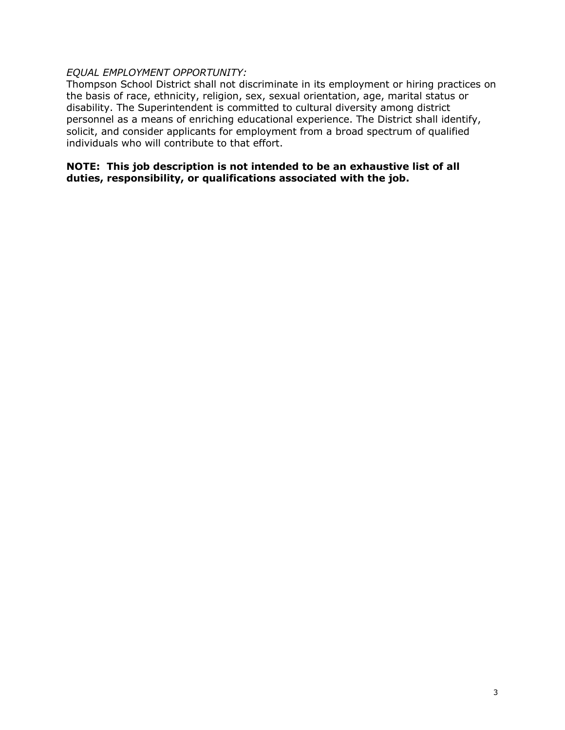*EQUAL EMPLOYMENT OPPORTUNITY:*

Thompson School District shall not discriminate in its employment or hiring practices on the basis of race, ethnicity, religion, sex, sexual orientation, age, marital status or disability. The Superintendent is committed to cultural diversity among district personnel as a means of enriching educational experience. The District shall identify, solicit, and consider applicants for employment from a broad spectrum of qualified individuals who will contribute to that effort.

**NOTE: This job description is not intended to be an exhaustive list of all duties, responsibility, or qualifications associated with the job.**